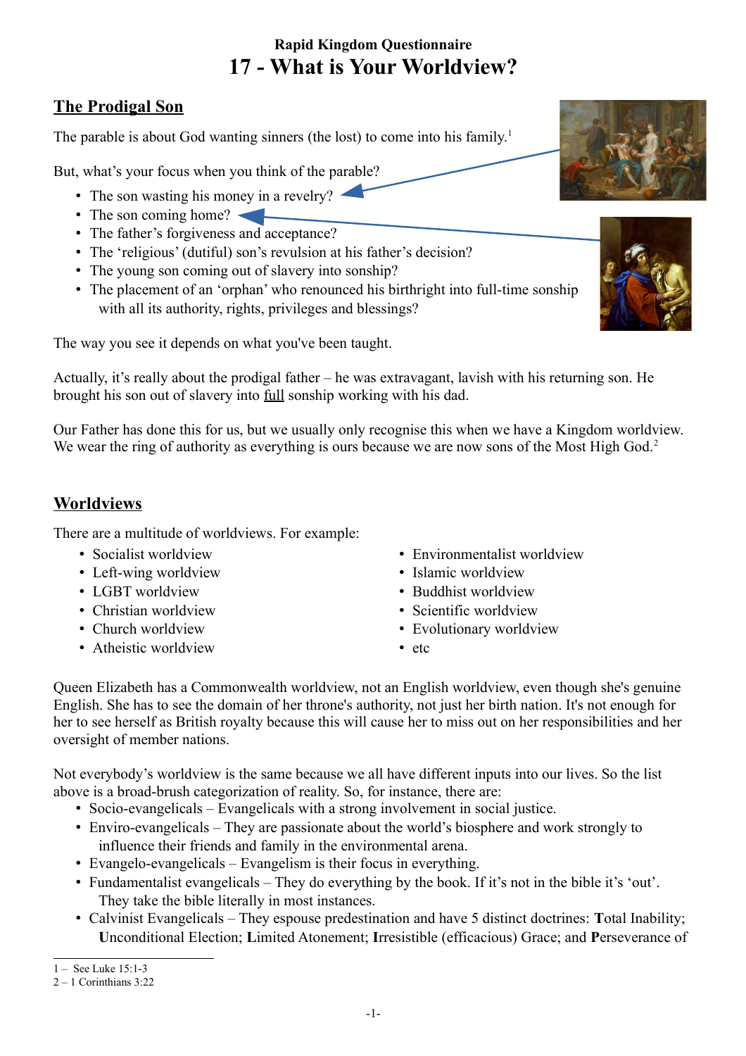Rapid Kingdom Questionnaire

# 17 - What is Your Worldview?

## The Prodigal Son

The parable is about God wanting sinners (the lost) to come into his family.[1]

But, what's your focus when you think of the parable?

- The son wasting his money in a revelry?
- The son coming home?
- The father's forgiveness and acceptance?
- The 'religious' (dutiful) son's revulsion at his father's decision?
- The young son coming out of slavery into sonship?
- The placement of an 'orphan' who renounced his birthright into full-time sonship with all its authority, rights, privileges and blessings?

The way you see it depends on what you've been taught.

Actually, it's really about the prodigal father – he was extravagant, lavish with his returning son. He brought his son out of slavery into full sonship working with his dad.

Our Father has done this for us, but we usually only recognise this when we have a Kingdom worldview. We wear the ring of authority as everything is ours because we are now sons of the Most High God.[2]

## Worldviews

There are a multitude of worldviews. For example:

- Socialist worldview
- Left-wing worldview
- LGBT worldview
- Christian worldview
- Church worldview
- Atheistic worldview
- Environmentalist worldview
- Islamic worldview
- Buddhist worldview
- Scientific worldview
- Evolutionary worldview
- etc

Queen Elizabeth has a Commonwealth worldview, not an English worldview, even though she's genuine English. She has to see the domain of her throne's authority, not just her birth nation. It's not enough for her to see herself as British royalty because this will cause her to miss out on her responsibilities and her oversight of member nations.

Not everybody's worldview is the same because we all have different inputs into our lives. So the list above is a broad-brush categorization of reality. So, for instance, there are:

- Socio-evangelicals – Evangelicals with a strong involvement in social justice.
- Enviro-evangelicals – They are passionate about the world's biosphere and work strongly to influence their friends and family in the environmental arena.
- Evangelo-evangelicals – Evangelism is their focus in everything.
- Fundamentalist evangelicals – They do everything by the book. If it's not in the bible it's 'out'. They take the bible literally in most instances.
- Calvinist Evangelicals – They espouse predestination and have 5 distinct doctrines: **T**otal Inability; **U**nconditional Election; **L**imited Atonement; **I**rresistible (efficacious) Grace; and **P**erseverance of

1 – See Luke 15:1-3
2 – 1 Corinthians 3:22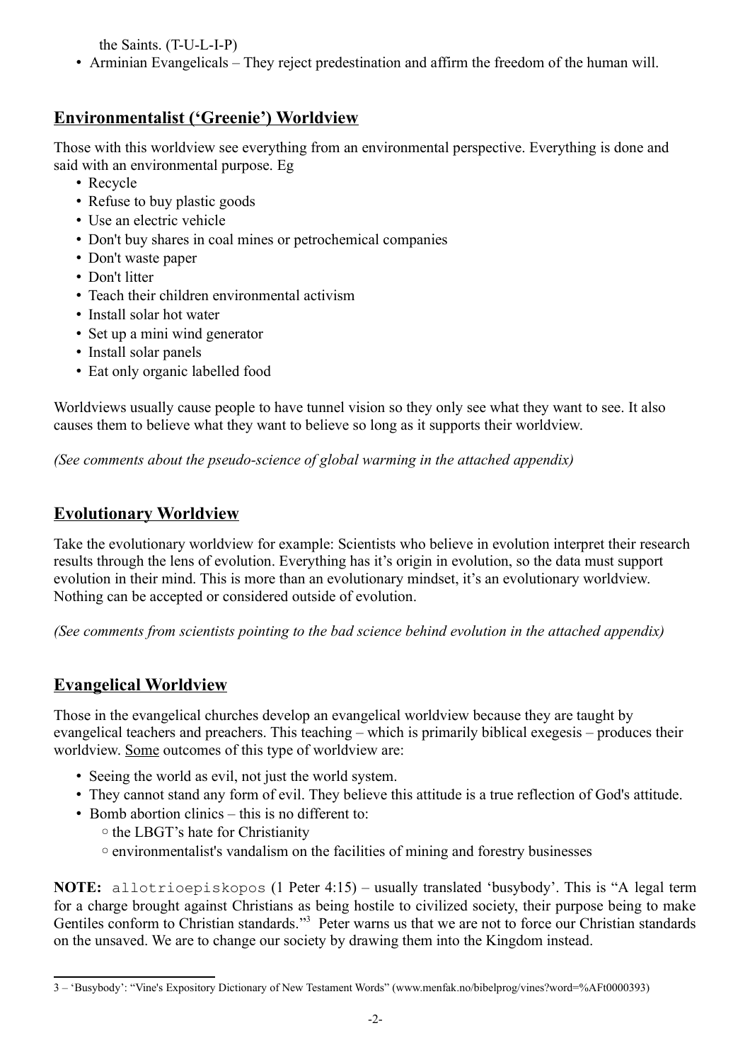the Saints. (T-U-L-I-P)

- Arminian Evangelicals – They reject predestination and affirm the freedom of the human will.

## Environmentalist ('Greenie') Worldview

Those with this worldview see everything from an environmental perspective. Everything is done and said with an environmental purpose. Eg

- Recycle
- Refuse to buy plastic goods
- Use an electric vehicle
- Don't buy shares in coal mines or petrochemical companies
- Don't waste paper
- Don't litter
- Teach their children environmental activism
- Install solar hot water
- Set up a mini wind generator
- Install solar panels
- Eat only organic labelled food

Worldviews usually cause people to have tunnel vision so they only see what they want to see. It also causes them to believe what they want to believe so long as it supports their worldview.

*(See comments about the pseudo-science of global warming in the attached appendix)*

## Evolutionary Worldview

Take the evolutionary worldview for example: Scientists who believe in evolution interpret their research results through the lens of evolution. Everything has it's origin in evolution, so the data must support evolution in their mind. This is more than an evolutionary mindset, it's an evolutionary worldview. Nothing can be accepted or considered outside of evolution.

*(See comments from scientists pointing to the bad science behind evolution in the attached appendix)*

## Evangelical Worldview

Those in the evangelical churches develop an evangelical worldview because they are taught by evangelical teachers and preachers. This teaching – which is primarily biblical exegesis – produces their worldview. Some outcomes of this type of worldview are:

- Seeing the world as evil, not just the world system.
- They cannot stand any form of evil. They believe this attitude is a true reflection of God's attitude.
- Bomb abortion clinics – this is no different to:
  - the LBGT's hate for Christianity
  - environmentalist's vandalism on the facilities of mining and forestry businesses

**NOTE:** `allotrioepiskopos` (1 Peter 4:15) – usually translated 'busybody'. This is "A legal term for a charge brought against Christians as being hostile to civilized society, their purpose being to make Gentiles conform to Christian standards."[3] Peter warns us that we are not to force our Christian standards on the unsaved. We are to change our society by drawing them into the Kingdom instead.

3 – 'Busybody': "Vine's Expository Dictionary of New Testament Words" (www.menfak.no/bibelprog/vines?word=%AFt0000393)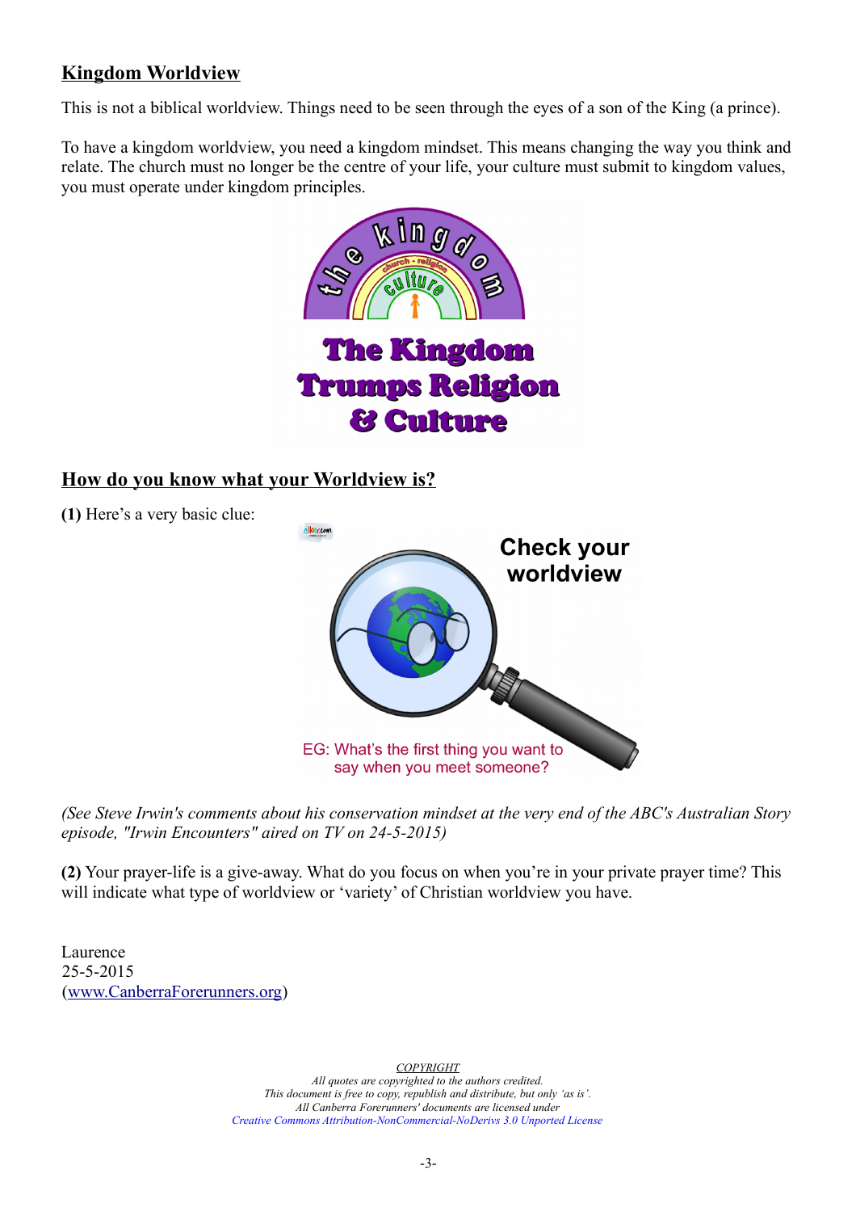## Kingdom Worldview

This is not a biblical worldview. Things need to be seen through the eyes of a son of the King (a prince).

To have a kingdom worldview, you need a kingdom mindset. This means changing the way you think and relate. The church must no longer be the centre of your life, your culture must submit to kingdom values, you must operate under kingdom principles.

the kingdom

church - religion

culture

The Kingdom Trumps Religion & Culture

## How do you know what your Worldview is?

**(1)** Here's a very basic clue:

Check your worldview

EG: What's the first thing you want to say when you meet someone?

*(See Steve Irwin's comments about his conservation mindset at the very end of the ABC's Australian Story episode, "Irwin Encounters" aired on TV on 24-5-2015)*

**(2)** Your prayer-life is a give-away. What do you focus on when you're in your private prayer time? This will indicate what type of worldview or 'variety' of Christian worldview you have.

Laurence
25-5-2015
(www.CanberraForerunners.org)

*COPYRIGHT*
*All quotes are copyrighted to the authors credited.*
*This document is free to copy, republish and distribute, but only 'as is'.*
*All Canberra Forerunners' documents are licensed under*
*Creative Commons Attribution-NonCommercial-NoDerivs 3.0 Unported License*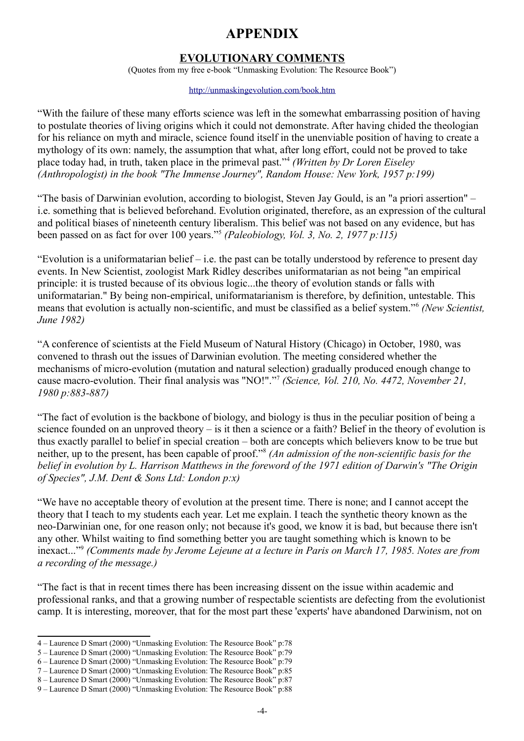# APPENDIX

## EVOLUTIONARY COMMENTS

(Quotes from my free e-book "Unmasking Evolution: The Resource Book")

http://unmaskingevolution.com/book.htm

"With the failure of these many efforts science was left in the somewhat embarrassing position of having to postulate theories of living origins which it could not demonstrate. After having chided the theologian for his reliance on myth and miracle, science found itself in the unenviable position of having to create a mythology of its own: namely, the assumption that what, after long effort, could not be proved to take place today had, in truth, taken place in the primeval past."[4] *(Written by Dr Loren Eiseley (Anthropologist) in the book "The Immense Journey", Random House: New York, 1957 p:199)*

"The basis of Darwinian evolution, according to biologist, Steven Jay Gould, is an "a priori assertion" – i.e. something that is believed beforehand. Evolution originated, therefore, as an expression of the cultural and political biases of nineteenth century liberalism. This belief was not based on any evidence, but has been passed on as fact for over 100 years."[5] *(Paleobiology, Vol. 3, No. 2, 1977 p:115)*

"Evolution is a uniformatarian belief – i.e. the past can be totally understood by reference to present day events. In New Scientist, zoologist Mark Ridley describes uniformatarian as not being "an empirical principle: it is trusted because of its obvious logic...the theory of evolution stands or falls with uniformatarian." By being non-empirical, uniformatarianism is therefore, by definition, untestable. This means that evolution is actually non-scientific, and must be classified as a belief system."[6] *(New Scientist, June 1982)*

"A conference of scientists at the Field Museum of Natural History (Chicago) in October, 1980, was convened to thrash out the issues of Darwinian evolution. The meeting considered whether the mechanisms of micro-evolution (mutation and natural selection) gradually produced enough change to cause macro-evolution. Their final analysis was "NO!"."[7] *(Science, Vol. 210, No. 4472, November 21, 1980 p:883-887)*

"The fact of evolution is the backbone of biology, and biology is thus in the peculiar position of being a science founded on an unproved theory – is it then a science or a faith? Belief in the theory of evolution is thus exactly parallel to belief in special creation – both are concepts which believers know to be true but neither, up to the present, has been capable of proof."[8] *(An admission of the non-scientific basis for the belief in evolution by L. Harrison Matthews in the foreword of the 1971 edition of Darwin's "The Origin of Species", J.M. Dent & Sons Ltd: London p:x)*

"We have no acceptable theory of evolution at the present time. There is none; and I cannot accept the theory that I teach to my students each year. Let me explain. I teach the synthetic theory known as the neo-Darwinian one, for one reason only; not because it's good, we know it is bad, but because there isn't any other. Whilst waiting to find something better you are taught something which is known to be inexact..."[9] *(Comments made by Jerome Lejeune at a lecture in Paris on March 17, 1985. Notes are from a recording of the message.)*

"The fact is that in recent times there has been increasing dissent on the issue within academic and professional ranks, and that a growing number of respectable scientists are defecting from the evolutionist camp. It is interesting, moreover, that for the most part these 'experts' have abandoned Darwinism, not on

---

4 – Laurence D Smart (2000) "Unmasking Evolution: The Resource Book" p:78
5 – Laurence D Smart (2000) "Unmasking Evolution: The Resource Book" p:79
6 – Laurence D Smart (2000) "Unmasking Evolution: The Resource Book" p:79
7 – Laurence D Smart (2000) "Unmasking Evolution: The Resource Book" p:85
8 – Laurence D Smart (2000) "Unmasking Evolution: The Resource Book" p:87
9 – Laurence D Smart (2000) "Unmasking Evolution: The Resource Book" p:88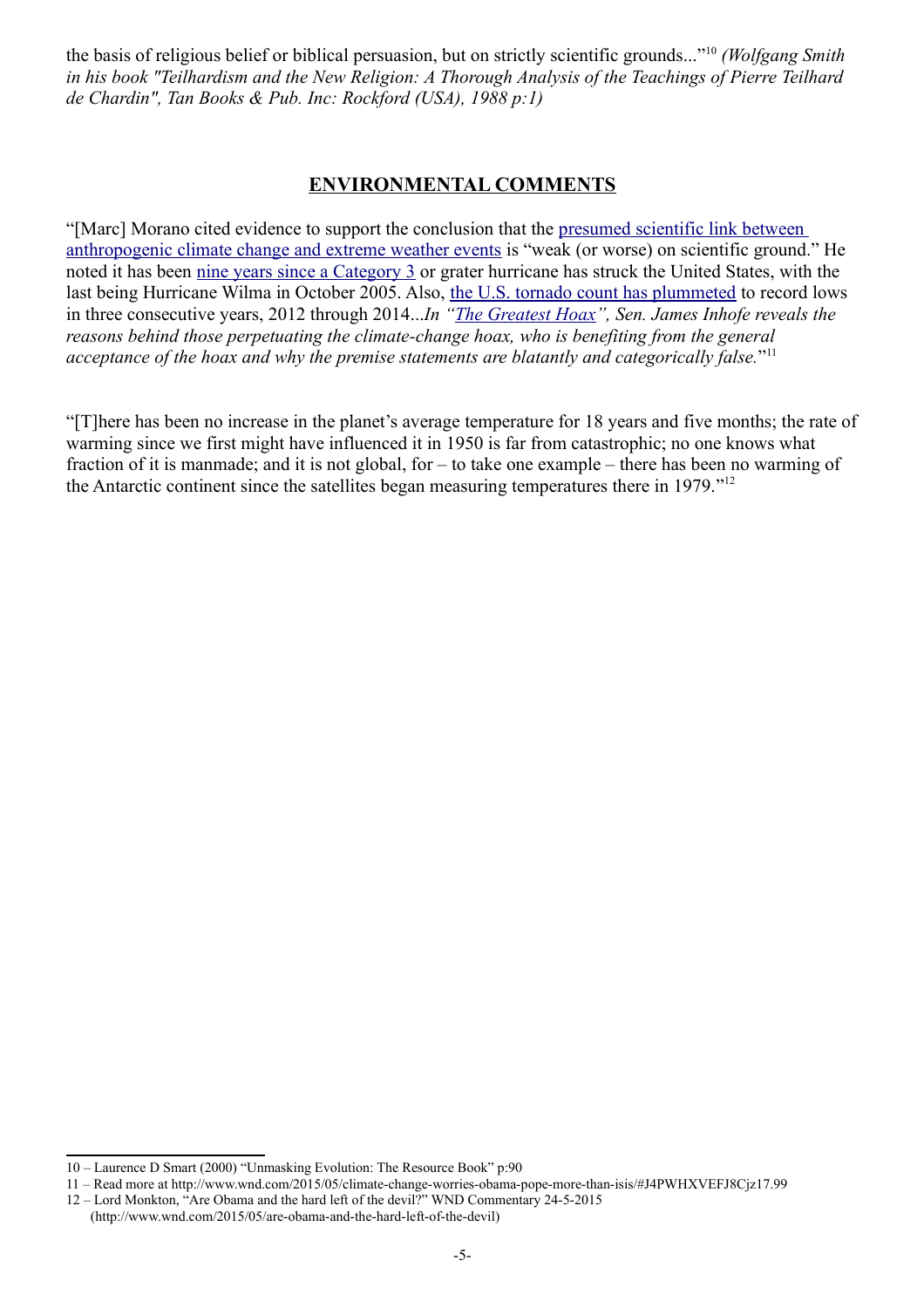the basis of religious belief or biblical persuasion, but on strictly scientific grounds..."[10] *(Wolfgang Smith in his book "Teilhardism and the New Religion: A Thorough Analysis of the Teachings of Pierre Teilhard de Chardin", Tan Books & Pub. Inc: Rockford (USA), 1988 p:1)*

## ENVIRONMENTAL COMMENTS

"[Marc] Morano cited evidence to support the conclusion that the presumed scientific link between anthropogenic climate change and extreme weather events is "weak (or worse) on scientific ground." He noted it has been nine years since a Category 3 or grater hurricane has struck the United States, with the last being Hurricane Wilma in October 2005. Also, the U.S. tornado count has plummeted to record lows in three consecutive years, 2012 through 2014...*In "The Greatest Hoax", Sen. James Inhofe reveals the reasons behind those perpetuating the climate-change hoax, who is benefiting from the general acceptance of the hoax and why the premise statements are blatantly and categorically false.*"[11]

"[T]here has been no increase in the planet's average temperature for 18 years and five months; the rate of warming since we first might have influenced it in 1950 is far from catastrophic; no one knows what fraction of it is manmade; and it is not global, for – to take one example – there has been no warming of the Antarctic continent since the satellites began measuring temperatures there in 1979."[12]

---

10 – Laurence D Smart (2000) "Unmasking Evolution: The Resource Book" p:90

11 – Read more at http://www.wnd.com/2015/05/climate-change-worries-obama-pope-more-than-isis/#J4PWHXVEFJ8Cjz17.99

12 – Lord Monkton, "Are Obama and the hard left of the devil?" WND Commentary 24-5-2015 (http://www.wnd.com/2015/05/are-obama-and-the-hard-left-of-the-devil)